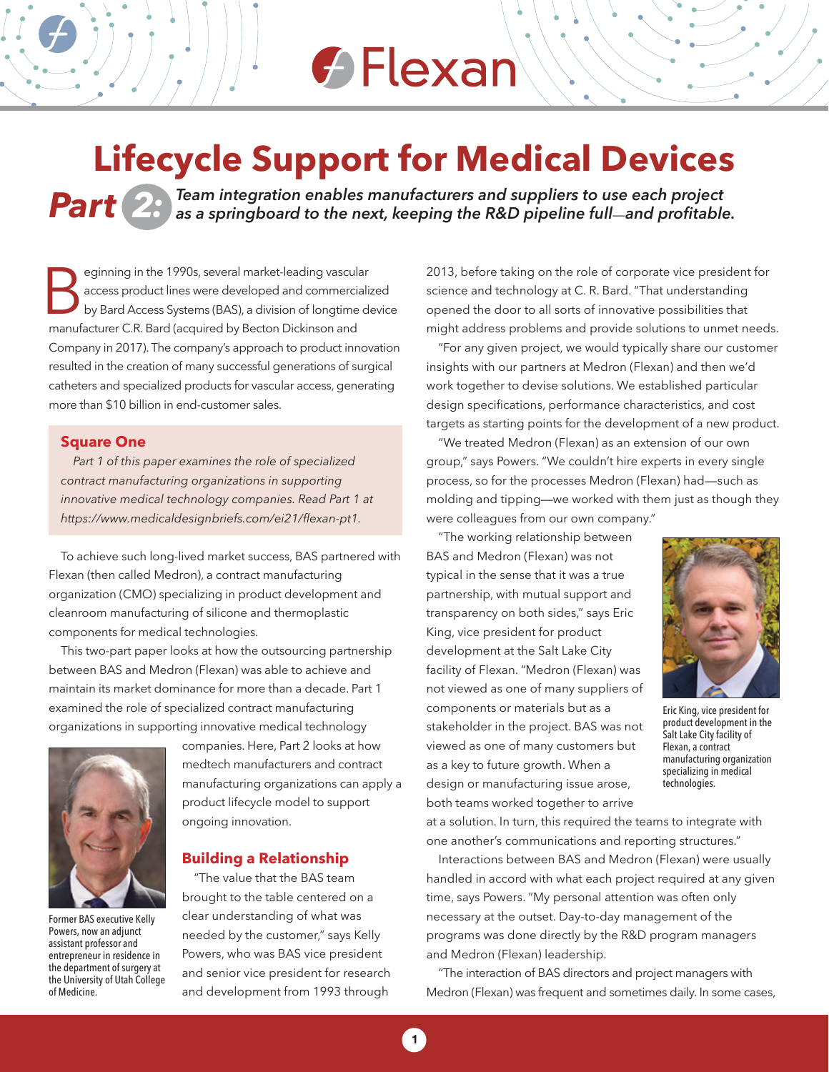# Lifecycle Support for Medical Devices

## Part 2: *Team integration enables manufacturers and suppliers to use each project as a springboard to the next, keeping the R&D pipeline full—and profitable.*

Beginning in the 1990s, several market-leading vascular access product lines were developed and commercialized by Bard Access Systems (BAS), a division of longtime device manufacturer C.R. Bard (acquired by Becton Dickinson and Company in 2017). The company's approach to product innovation resulted in the creation of many successful generations of surgical catheters and specialized products for vascular access, generating more than $10 billion in end-customer sales.

> **Square One**
>
> *Part 1 of this paper examines the role of specialized contract manufacturing organizations in supporting innovative medical technology companies. Read Part 1 at https://www.medicaldesignbriefs.com/ei21/flexan-pt1.*

To achieve such long-lived market success, BAS partnered with Flexan (then called Medron), a contract manufacturing organization (CMO) specializing in product development and cleanroom manufacturing of silicone and thermoplastic components for medical technologies.

This two-part paper looks at how the outsourcing partnership between BAS and Medron (Flexan) was able to achieve and maintain its market dominance for more than a decade. Part 1 examined the role of specialized contract manufacturing organizations in supporting innovative medical technology companies. Here, Part 2 looks at how medtech manufacturers and contract manufacturing organizations can apply a product lifecycle model to support ongoing innovation.

Former BAS executive Kelly Powers, now an adjunct assistant professor and entrepreneur in residence in the department of surgery at the University of Utah College of Medicine.

### Building a Relationship

"The value that the BAS team brought to the table centered on a clear understanding of what was needed by the customer," says Kelly Powers, who was BAS vice president and senior vice president for research and development from 1993 through 2013, before taking on the role of corporate vice president for science and technology at C. R. Bard. "That understanding opened the door to all sorts of innovative possibilities that might address problems and provide solutions to unmet needs.

"For any given project, we would typically share our customer insights with our partners at Medron (Flexan) and then we'd work together to devise solutions. We established particular design specifications, performance characteristics, and cost targets as starting points for the development of a new product.

"We treated Medron (Flexan) as an extension of our own group," says Powers. "We couldn't hire experts in every single process, so for the processes Medron (Flexan) had—such as molding and tipping—we worked with them just as though they were colleagues from our own company."

"The working relationship between BAS and Medron (Flexan) was not typical in the sense that it was a true partnership, with mutual support and transparency on both sides," says Eric King, vice president for product development at the Salt Lake City facility of Flexan. "Medron (Flexan) was not viewed as one of many suppliers of components or materials but as a stakeholder in the project. BAS was not viewed as one of many customers but as a key to future growth. When a design or manufacturing issue arose, both teams worked together to arrive at a solution. In turn, this required the teams to integrate with one another's communications and reporting structures."

Eric King, vice president for product development in the Salt Lake City facility of Flexan, a contract manufacturing organization specializing in medical technologies.

Interactions between BAS and Medron (Flexan) were usually handled in accord with what each project required at any given time, says Powers. "My personal attention was often only necessary at the outset. Day-to-day management of the programs was done directly by the R&D program managers and Medron (Flexan) leadership.

"The interaction of BAS directors and project managers with Medron (Flexan) was frequent and sometimes daily. In some cases,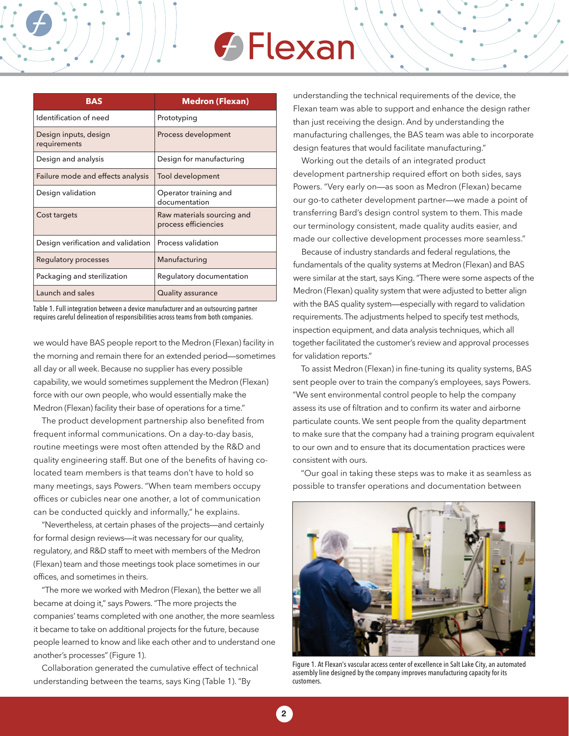| BAS | Medron (Flexan) |
|---|---|
| Identification of need | Prototyping |
| Design inputs, design requirements | Process development |
| Design and analysis | Design for manufacturing |
| Failure mode and effects analysis | Tool development |
| Design validation | Operator training and documentation |
| Cost targets | Raw materials sourcing and process efficiencies |
| Design verification and validation | Process validation |
| Regulatory processes | Manufacturing |
| Packaging and sterilization | Regulatory documentation |
| Launch and sales | Quality assurance |

Table 1. Full integration between a device manufacturer and an outsourcing partner requires careful delineation of responsibilities across teams from both companies.

we would have BAS people report to the Medron (Flexan) facility in the morning and remain there for an extended period—sometimes all day or all week. Because no supplier has every possible capability, we would sometimes supplement the Medron (Flexan) force with our own people, who would essentially make the Medron (Flexan) facility their base of operations for a time."

The product development partnership also benefited from frequent informal communications. On a day-to-day basis, routine meetings were most often attended by the R&D and quality engineering staff. But one of the benefits of having co-located team members is that teams don't have to hold so many meetings, says Powers. "When team members occupy offices or cubicles near one another, a lot of communication can be conducted quickly and informally," he explains.

"Nevertheless, at certain phases of the projects—and certainly for formal design reviews—it was necessary for our quality, regulatory, and R&D staff to meet with members of the Medron (Flexan) team and those meetings took place sometimes in our offices, and sometimes in theirs.

"The more we worked with Medron (Flexan), the better we all became at doing it," says Powers. "The more projects the companies' teams completed with one another, the more seamless it became to take on additional projects for the future, because people learned to know and like each other and to understand one another's processes" (Figure 1).

Collaboration generated the cumulative effect of technical understanding between the teams, says King (Table 1). "By understanding the technical requirements of the device, the Flexan team was able to support and enhance the design rather than just receiving the design. And by understanding the manufacturing challenges, the BAS team was able to incorporate design features that would facilitate manufacturing."

Working out the details of an integrated product development partnership required effort on both sides, says Powers. "Very early on—as soon as Medron (Flexan) became our go-to catheter development partner—we made a point of transferring Bard's design control system to them. This made our terminology consistent, made quality audits easier, and made our collective development processes more seamless."

Because of industry standards and federal regulations, the fundamentals of the quality systems at Medron (Flexan) and BAS were similar at the start, says King. "There were some aspects of the Medron (Flexan) quality system that were adjusted to better align with the BAS quality system—especially with regard to validation requirements. The adjustments helped to specify test methods, inspection equipment, and data analysis techniques, which all together facilitated the customer's review and approval processes for validation reports."

To assist Medron (Flexan) in fine-tuning its quality systems, BAS sent people over to train the company's employees, says Powers. "We sent environmental control people to help the company assess its use of filtration and to confirm its water and airborne particulate counts. We sent people from the quality department to make sure that the company had a training program equivalent to our own and to ensure that its documentation practices were consistent with ours.

"Our goal in taking these steps was to make it as seamless as possible to transfer operations and documentation between

Figure 1. At Flexan's vascular access center of excellence in Salt Lake City, an automated assembly line designed by the company improves manufacturing capacity for its customers.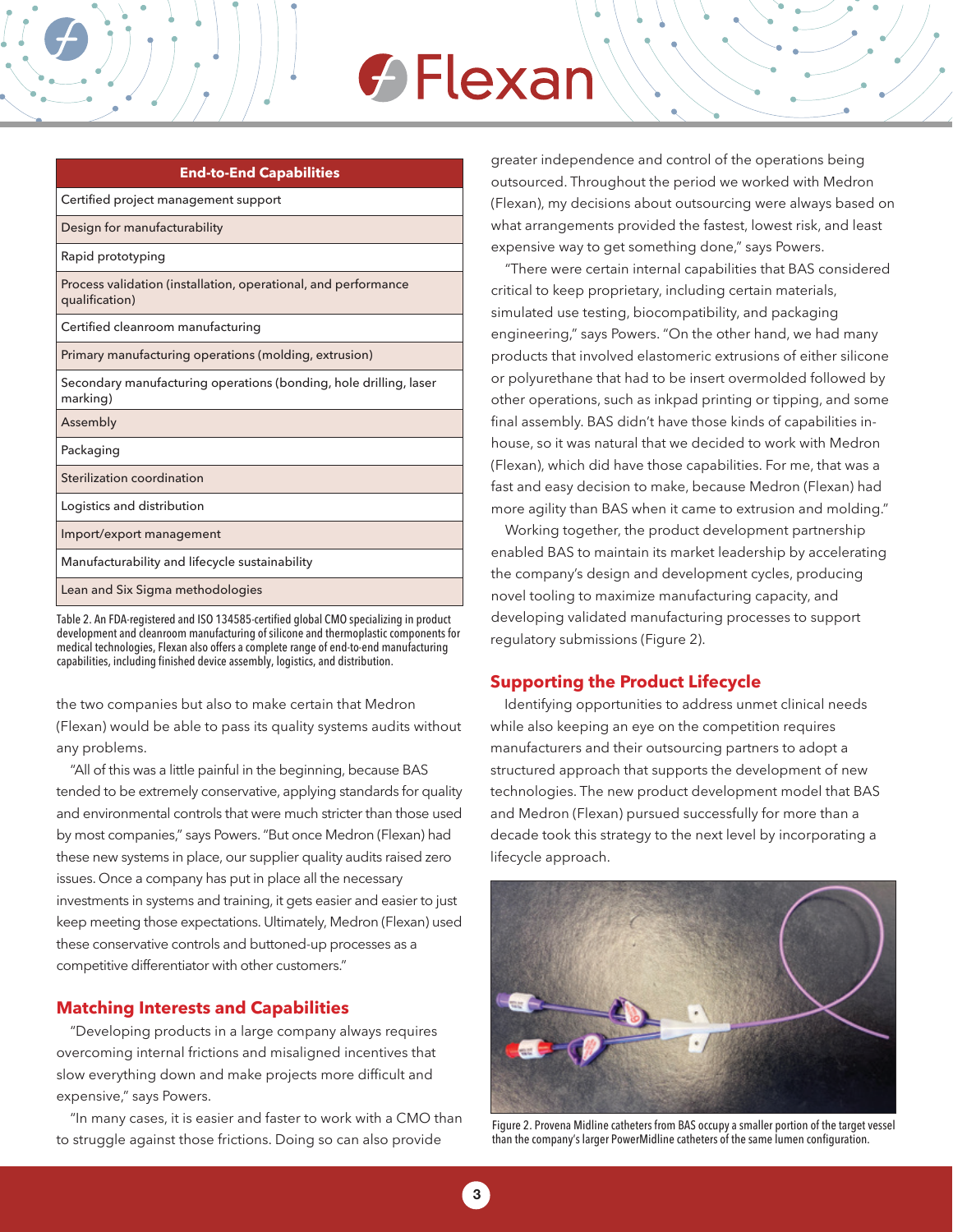| End-to-End Capabilities |
|---|
| Certified project management support |
| Design for manufacturability |
| Rapid prototyping |
| Process validation (installation, operational, and performance qualification) |
| Certified cleanroom manufacturing |
| Primary manufacturing operations (molding, extrusion) |
| Secondary manufacturing operations (bonding, hole drilling, laser marking) |
| Assembly |
| Packaging |
| Sterilization coordination |
| Logistics and distribution |
| Import/export management |
| Manufacturability and lifecycle sustainability |
| Lean and Six Sigma methodologies |

Table 2. An FDA-registered and ISO 134585-certified global CMO specializing in product development and cleanroom manufacturing of silicone and thermoplastic components for medical technologies, Flexan also offers a complete range of end-to-end manufacturing capabilities, including finished device assembly, logistics, and distribution.

the two companies but also to make certain that Medron (Flexan) would be able to pass its quality systems audits without any problems.

"All of this was a little painful in the beginning, because BAS tended to be extremely conservative, applying standards for quality and environmental controls that were much stricter than those used by most companies," says Powers. "But once Medron (Flexan) had these new systems in place, our supplier quality audits raised zero issues. Once a company has put in place all the necessary investments in systems and training, it gets easier and easier to just keep meeting those expectations. Ultimately, Medron (Flexan) used these conservative controls and buttoned-up processes as a competitive differentiator with other customers."

## Matching Interests and Capabilities

"Developing products in a large company always requires overcoming internal frictions and misaligned incentives that slow everything down and make projects more difficult and expensive," says Powers.

"In many cases, it is easier and faster to work with a CMO than to struggle against those frictions. Doing so can also provide greater independence and control of the operations being outsourced. Throughout the period we worked with Medron (Flexan), my decisions about outsourcing were always based on what arrangements provided the fastest, lowest risk, and least expensive way to get something done," says Powers.

"There were certain internal capabilities that BAS considered critical to keep proprietary, including certain materials, simulated use testing, biocompatibility, and packaging engineering," says Powers. "On the other hand, we had many products that involved elastomeric extrusions of either silicone or polyurethane that had to be insert overmolded followed by other operations, such as inkpad printing or tipping, and some final assembly. BAS didn't have those kinds of capabilities in-house, so it was natural that we decided to work with Medron (Flexan), which did have those capabilities. For me, that was a fast and easy decision to make, because Medron (Flexan) had more agility than BAS when it came to extrusion and molding."

Working together, the product development partnership enabled BAS to maintain its market leadership by accelerating the company's design and development cycles, producing novel tooling to maximize manufacturing capacity, and developing validated manufacturing processes to support regulatory submissions (Figure 2).

## Supporting the Product Lifecycle

Identifying opportunities to address unmet clinical needs while also keeping an eye on the competition requires manufacturers and their outsourcing partners to adopt a structured approach that supports the development of new technologies. The new product development model that BAS and Medron (Flexan) pursued successfully for more than a decade took this strategy to the next level by incorporating a lifecycle approach.

Figure 2. Provena Midline catheters from BAS occupy a smaller portion of the target vessel than the company's larger PowerMidline catheters of the same lumen configuration.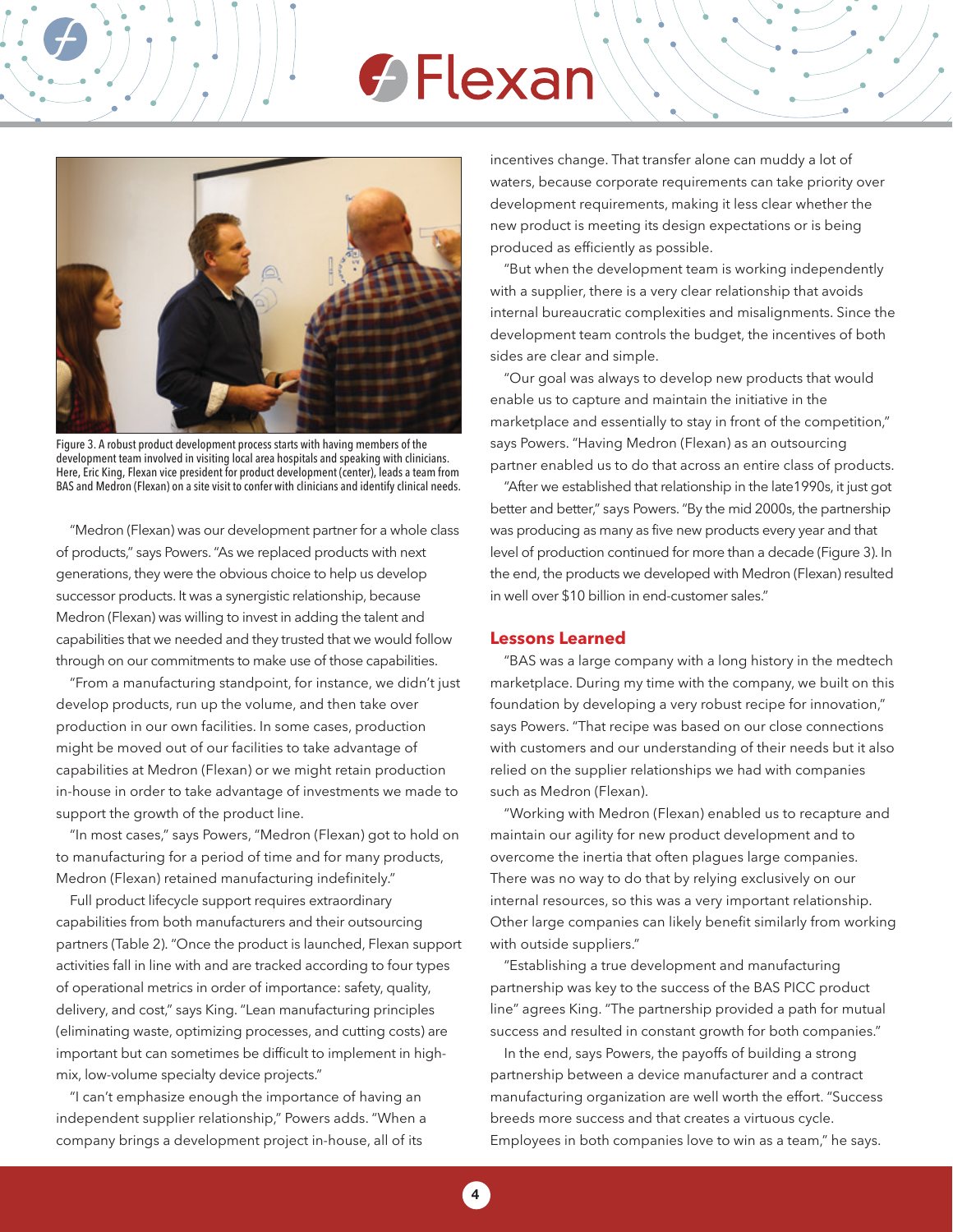Figure 3. A robust product development process starts with having members of the development team involved in visiting local area hospitals and speaking with clinicians. Here, Eric King, Flexan vice president for product development (center), leads a team from BAS and Medron (Flexan) on a site visit to confer with clinicians and identify clinical needs.

"Medron (Flexan) was our development partner for a whole class of products," says Powers. "As we replaced products with next generations, they were the obvious choice to help us develop successor products. It was a synergistic relationship, because Medron (Flexan) was willing to invest in adding the talent and capabilities that we needed and they trusted that we would follow through on our commitments to make use of those capabilities.

"From a manufacturing standpoint, for instance, we didn't just develop products, run up the volume, and then take over production in our own facilities. In some cases, production might be moved out of our facilities to take advantage of capabilities at Medron (Flexan) or we might retain production in-house in order to take advantage of investments we made to support the growth of the product line.

"In most cases," says Powers, "Medron (Flexan) got to hold on to manufacturing for a period of time and for many products, Medron (Flexan) retained manufacturing indefinitely."

Full product lifecycle support requires extraordinary capabilities from both manufacturers and their outsourcing partners (Table 2). "Once the product is launched, Flexan support activities fall in line with and are tracked according to four types of operational metrics in order of importance: safety, quality, delivery, and cost," says King. "Lean manufacturing principles (eliminating waste, optimizing processes, and cutting costs) are important but can sometimes be difficult to implement in high-mix, low-volume specialty device projects."

"I can't emphasize enough the importance of having an independent supplier relationship," Powers adds. "When a company brings a development project in-house, all of its incentives change. That transfer alone can muddy a lot of waters, because corporate requirements can take priority over development requirements, making it less clear whether the new product is meeting its design expectations or is being produced as efficiently as possible.

"But when the development team is working independently with a supplier, there is a very clear relationship that avoids internal bureaucratic complexities and misalignments. Since the development team controls the budget, the incentives of both sides are clear and simple.

"Our goal was always to develop new products that would enable us to capture and maintain the initiative in the marketplace and essentially to stay in front of the competition," says Powers. "Having Medron (Flexan) as an outsourcing partner enabled us to do that across an entire class of products.

"After we established that relationship in the late1990s, it just got better and better," says Powers. "By the mid 2000s, the partnership was producing as many as five new products every year and that level of production continued for more than a decade (Figure 3). In the end, the products we developed with Medron (Flexan) resulted in well over $10 billion in end-customer sales."

## Lessons Learned

"BAS was a large company with a long history in the medtech marketplace. During my time with the company, we built on this foundation by developing a very robust recipe for innovation," says Powers. "That recipe was based on our close connections with customers and our understanding of their needs but it also relied on the supplier relationships we had with companies such as Medron (Flexan).

"Working with Medron (Flexan) enabled us to recapture and maintain our agility for new product development and to overcome the inertia that often plagues large companies. There was no way to do that by relying exclusively on our internal resources, so this was a very important relationship. Other large companies can likely benefit similarly from working with outside suppliers."

"Establishing a true development and manufacturing partnership was key to the success of the BAS PICC product line" agrees King. "The partnership provided a path for mutual success and resulted in constant growth for both companies."

In the end, says Powers, the payoffs of building a strong partnership between a device manufacturer and a contract manufacturing organization are well worth the effort. "Success breeds more success and that creates a virtuous cycle. Employees in both companies love to win as a team," he says.